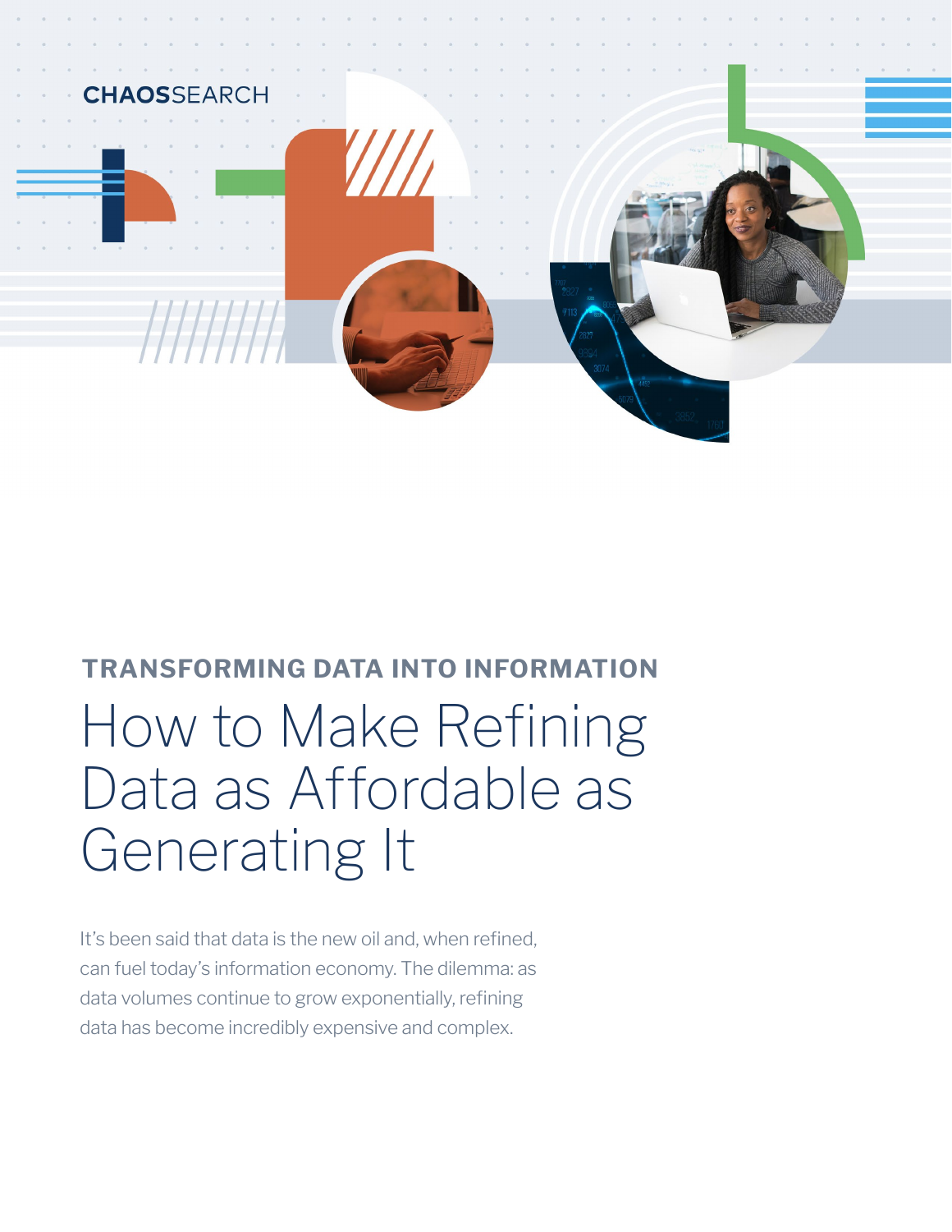CHAOSSEARCH

**TRANSFORMING DATA INTO INFORMATION**

# How to Make Refining Data as Affordable as Generating It

It's been said that data is the new oil and, when refined, can fuel today's information economy. The dilemma: as data volumes continue to grow exponentially, refining data has become incredibly expensive and complex.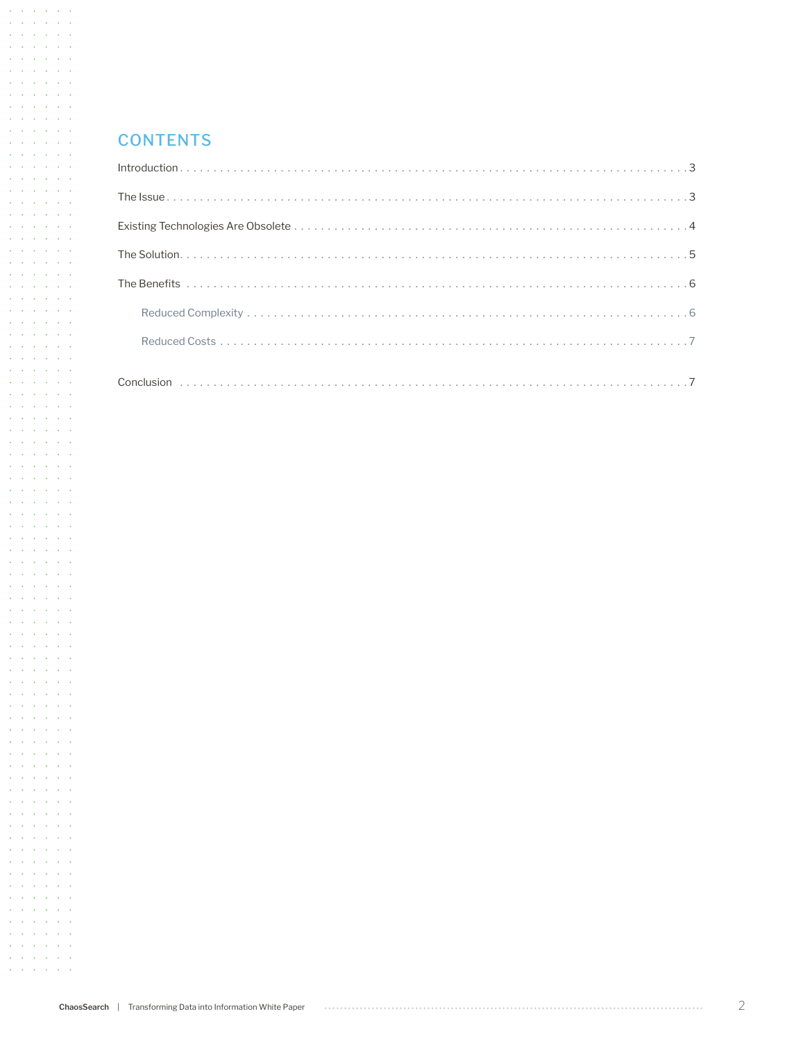## CONTENTS

Introduction . . . . . . . . . . 3

The Issue . . . . . . . . . . 3

Existing Technologies Are Obsolete . . . . . . . . . . 4

The Solution . . . . . . . . . . 5

The Benefits . . . . . . . . . . 6

- Reduced Complexity . . . . . . . . . . 6
- Reduced Costs . . . . . . . . . . 7

Conclusion . . . . . . . . . . 7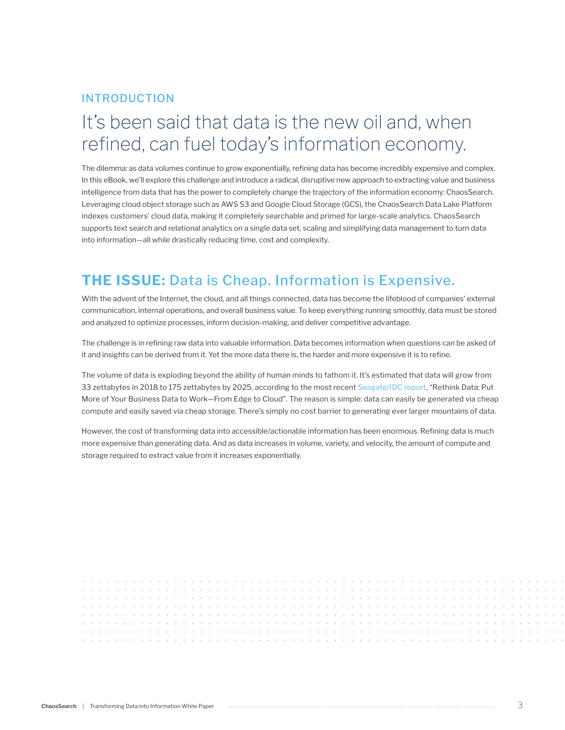## INTRODUCTION

# It's been said that data is the new oil and, when refined, can fuel today's information economy.

The dilemma: as data volumes continue to grow exponentially, refining data has become incredibly expensive and complex. In this eBook, we'll explore this challenge and introduce a radical, disruptive new approach to extracting value and business intelligence from data that has the power to completely change the trajectory of the information economy: ChaosSearch. Leveraging cloud object storage such as AWS S3 and Google Cloud Storage (GCS), the ChaosSearch Data Lake Platform indexes customers' cloud data, making it completely searchable and primed for large-scale analytics. ChaosSearch supports text search and relational analytics on a single data set, scaling and simplifying data management to turn data into information—all while drastically reducing time, cost and complexity.

## **THE ISSUE:** Data is Cheap. Information is Expensive.

With the advent of the Internet, the cloud, and all things connected, data has become the lifeblood of companies' external communication, internal operations, and overall business value. To keep everything running smoothly, data must be stored and analyzed to optimize processes, inform decision-making, and deliver competitive advantage.

The challenge is in refining raw data into valuable information. Data becomes information when questions can be asked of it and insights can be derived from it. Yet the more data there is, the harder and more expensive it is to refine.

The volume of data is exploding beyond the ability of human minds to fathom it. It's estimated that data will grow from 33 zettabytes in 2018 to 175 zettabytes by 2025, according to the most recent Seagate/IDC report, "Rethink Data: Put More of Your Business Data to Work—From Edge to Cloud". The reason is simple: data can easily be generated via cheap compute and easily saved via cheap storage. There's simply no cost barrier to generating ever larger mountains of data.

However, the cost of transforming data into accessible/actionable information has been enormous. Refining data is much more expensive than generating data. And as data increases in volume, variety, and velocity, the amount of compute and storage required to extract value from it increases exponentially.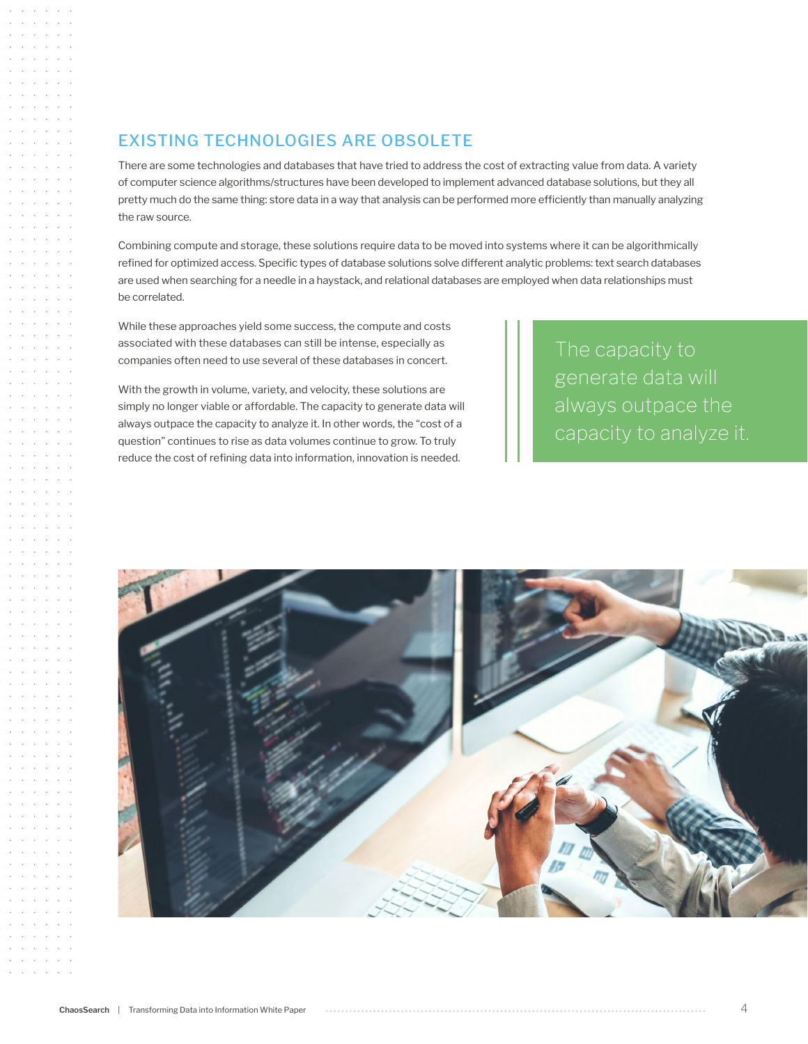## EXISTING TECHNOLOGIES ARE OBSOLETE

There are some technologies and databases that have tried to address the cost of extracting value from data. A variety of computer science algorithms/structures have been developed to implement advanced database solutions, but they all pretty much do the same thing: store data in a way that analysis can be performed more efficiently than manually analyzing the raw source.

Combining compute and storage, these solutions require data to be moved into systems where it can be algorithmically refined for optimized access. Specific types of database solutions solve different analytic problems: text search databases are used when searching for a needle in a haystack, and relational databases are employed when data relationships must be correlated.

While these approaches yield some success, the compute and costs associated with these databases can still be intense, especially as companies often need to use several of these databases in concert.

With the growth in volume, variety, and velocity, these solutions are simply no longer viable or affordable. The capacity to generate data will always outpace the capacity to analyze it. In other words, the "cost of a question" continues to rise as data volumes continue to grow. To truly reduce the cost of refining data into information, innovation is needed.

> The capacity to generate data will always outpace the capacity to analyze it.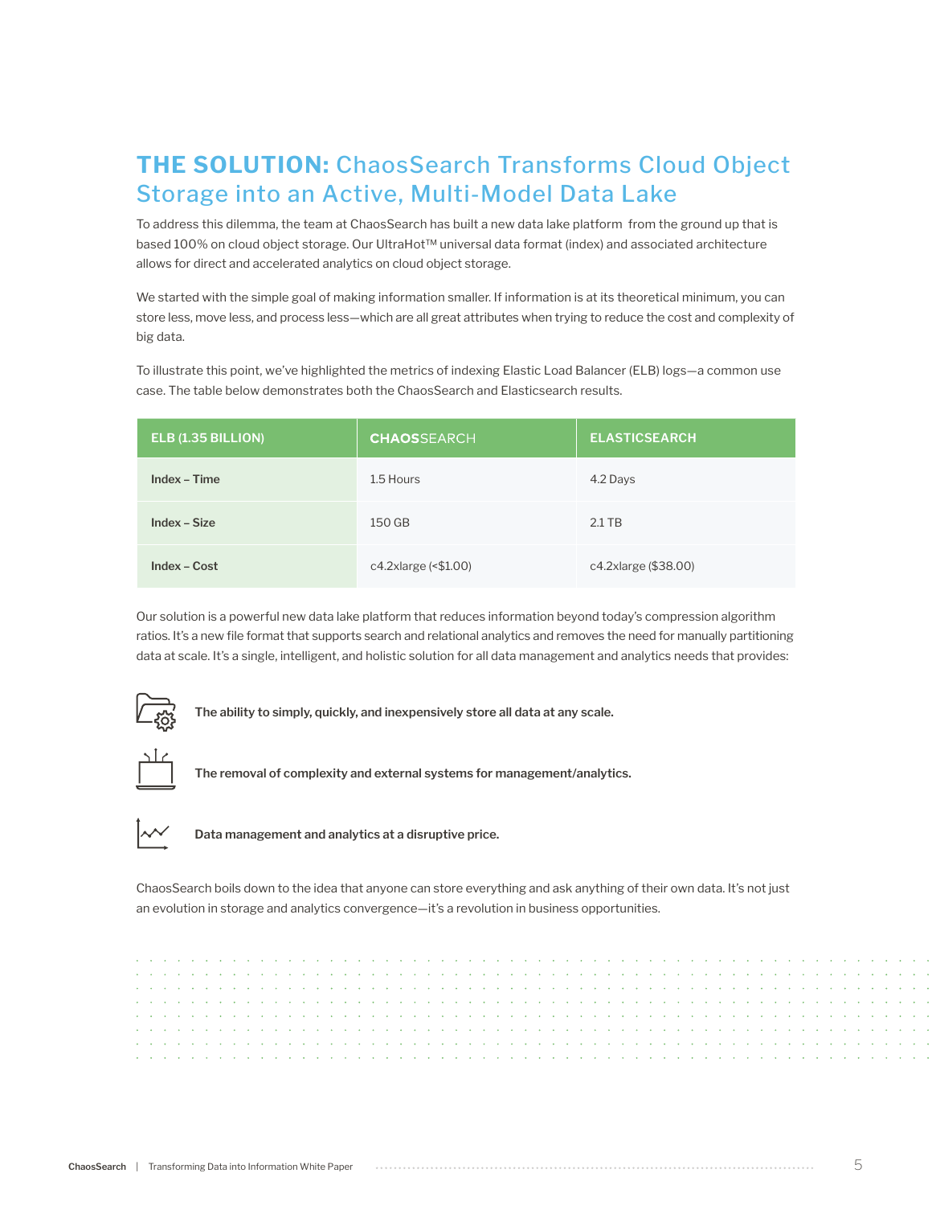## **THE SOLUTION:** ChaosSearch Transforms Cloud Object Storage into an Active, Multi-Model Data Lake

To address this dilemma, the team at ChaosSearch has built a new data lake platform from the ground up that is based 100% on cloud object storage. Our UltraHot™ universal data format (index) and associated architecture allows for direct and accelerated analytics on cloud object storage.

We started with the simple goal of making information smaller. If information is at its theoretical minimum, you can store less, move less, and process less—which are all great attributes when trying to reduce the cost and complexity of big data.

To illustrate this point, we've highlighted the metrics of indexing Elastic Load Balancer (ELB) logs—a common use case. The table below demonstrates both the ChaosSearch and Elasticsearch results.

| ELB (1.35 BILLION) | CHAOSSEARCH | ELASTICSEARCH |
| --- | --- | --- |
| **Index – Time** | 1.5 Hours | 4.2 Days |
| **Index – Size** | 150 GB | 2.1 TB |
| **Index – Cost** | c4.2xlarge (<$1.00) | c4.2xlarge ($38.00) |

Our solution is a powerful new data lake platform that reduces information beyond today's compression algorithm ratios. It's a new file format that supports search and relational analytics and removes the need for manually partitioning data at scale. It's a single, intelligent, and holistic solution for all data management and analytics needs that provides:

- **The ability to simply, quickly, and inexpensively store all data at any scale.**
- **The removal of complexity and external systems for management/analytics.**
- **Data management and analytics at a disruptive price.**

ChaosSearch boils down to the idea that anyone can store everything and ask anything of their own data. It's not just an evolution in storage and analytics convergence—it's a revolution in business opportunities.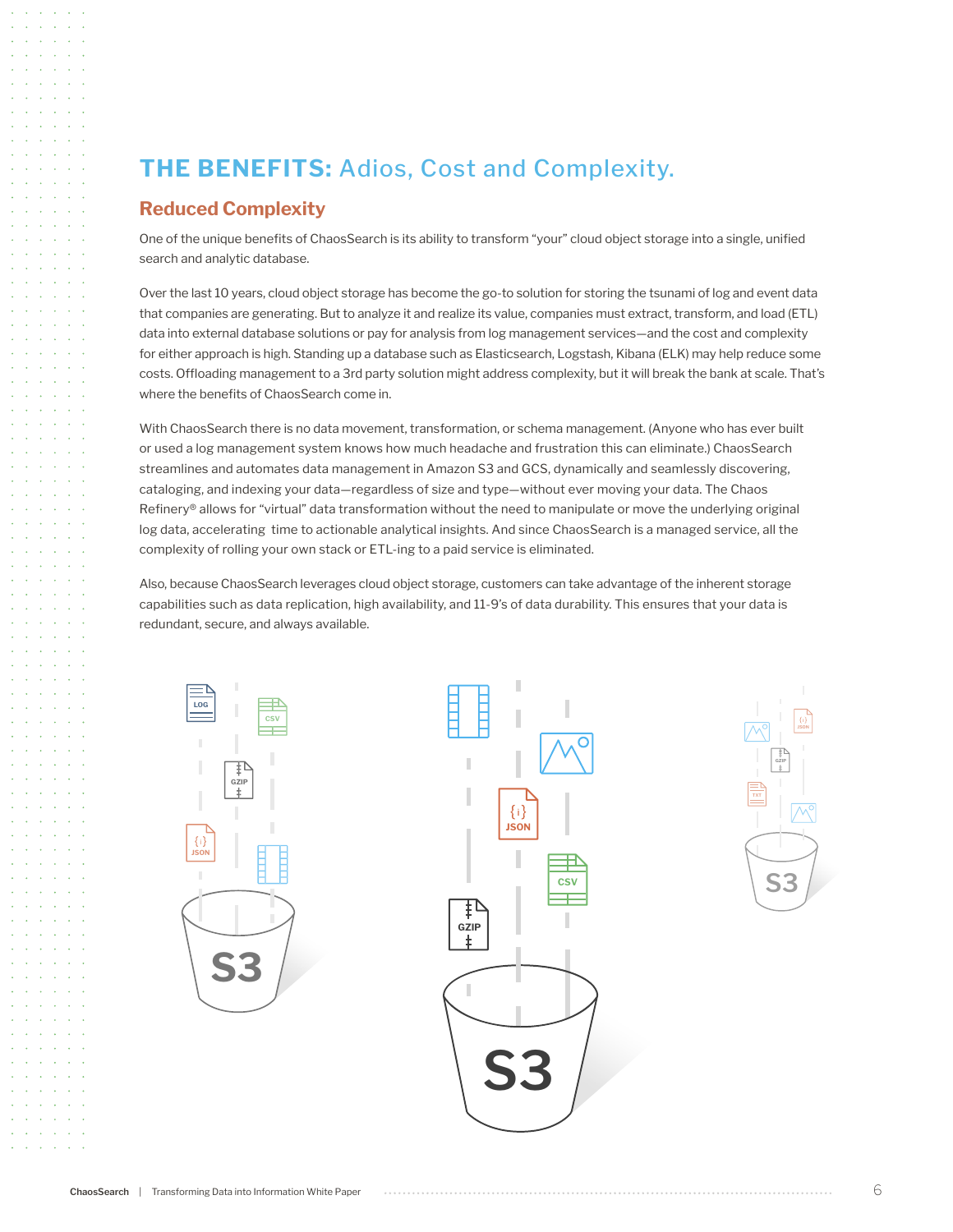## **THE BENEFITS:** Adios, Cost and Complexity.

### Reduced Complexity

One of the unique benefits of ChaosSearch is its ability to transform "your" cloud object storage into a single, unified search and analytic database.

Over the last 10 years, cloud object storage has become the go-to solution for storing the tsunami of log and event data that companies are generating. But to analyze it and realize its value, companies must extract, transform, and load (ETL) data into external database solutions or pay for analysis from log management services—and the cost and complexity for either approach is high. Standing up a database such as Elasticsearch, Logstash, Kibana (ELK) may help reduce some costs. Offloading management to a 3rd party solution might address complexity, but it will break the bank at scale. That's where the benefits of ChaosSearch come in.

With ChaosSearch there is no data movement, transformation, or schema management. (Anyone who has ever built or used a log management system knows how much headache and frustration this can eliminate.) ChaosSearch streamlines and automates data management in Amazon S3 and GCS, dynamically and seamlessly discovering, cataloging, and indexing your data—regardless of size and type—without ever moving your data. The Chaos Refinery® allows for "virtual" data transformation without the need to manipulate or move the underlying original log data, accelerating time to actionable analytical insights. And since ChaosSearch is a managed service, all the complexity of rolling your own stack or ETL-ing to a paid service is eliminated.

Also, because ChaosSearch leverages cloud object storage, customers can take advantage of the inherent storage capabilities such as data replication, high availability, and 11-9's of data durability. This ensures that your data is redundant, secure, and always available.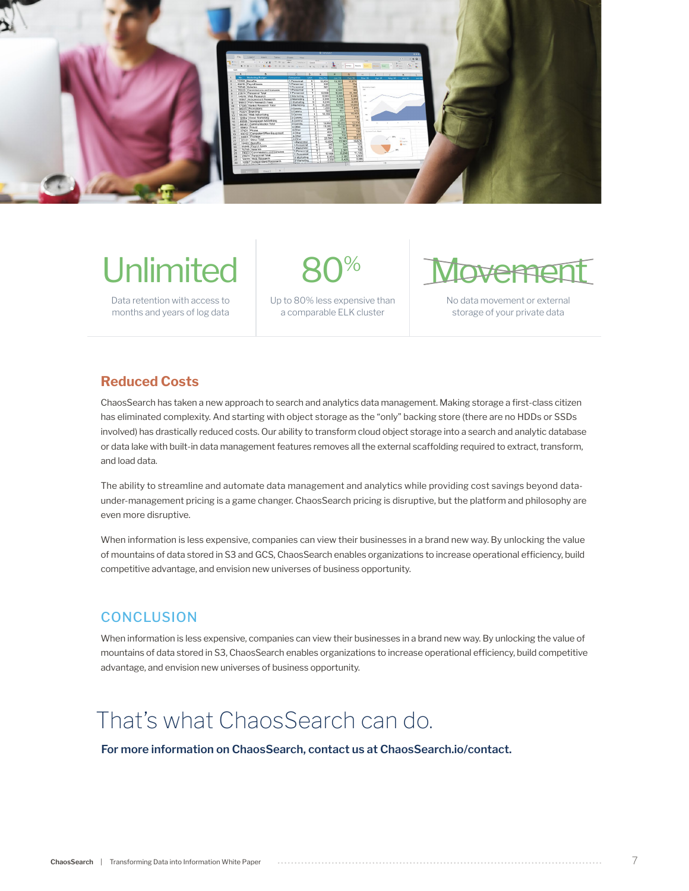**Unlimited**

Data retention with access to months and years of log data

**80%**

Up to 80% less expensive than a comparable ELK cluster

**~~Movement~~**

No data movement or external storage of your private data

## Reduced Costs

ChaosSearch has taken a new approach to search and analytics data management. Making storage a first-class citizen has eliminated complexity. And starting with object storage as the "only" backing store (there are no HDDs or SSDs involved) has drastically reduced costs. Our ability to transform cloud object storage into a search and analytic database or data lake with built-in data management features removes all the external scaffolding required to extract, transform, and load data.

The ability to streamline and automate data management and analytics while providing cost savings beyond data-under-management pricing is a game changer. ChaosSearch pricing is disruptive, but the platform and philosophy are even more disruptive.

When information is less expensive, companies can view their businesses in a brand new way. By unlocking the value of mountains of data stored in S3 and GCS, ChaosSearch enables organizations to increase operational efficiency, build competitive advantage, and envision new universes of business opportunity.

## CONCLUSION

When information is less expensive, companies can view their businesses in a brand new way. By unlocking the value of mountains of data stored in S3, ChaosSearch enables organizations to increase operational efficiency, build competitive advantage, and envision new universes of business opportunity.

# That's what ChaosSearch can do.

**For more information on ChaosSearch, contact us at ChaosSearch.io/contact.**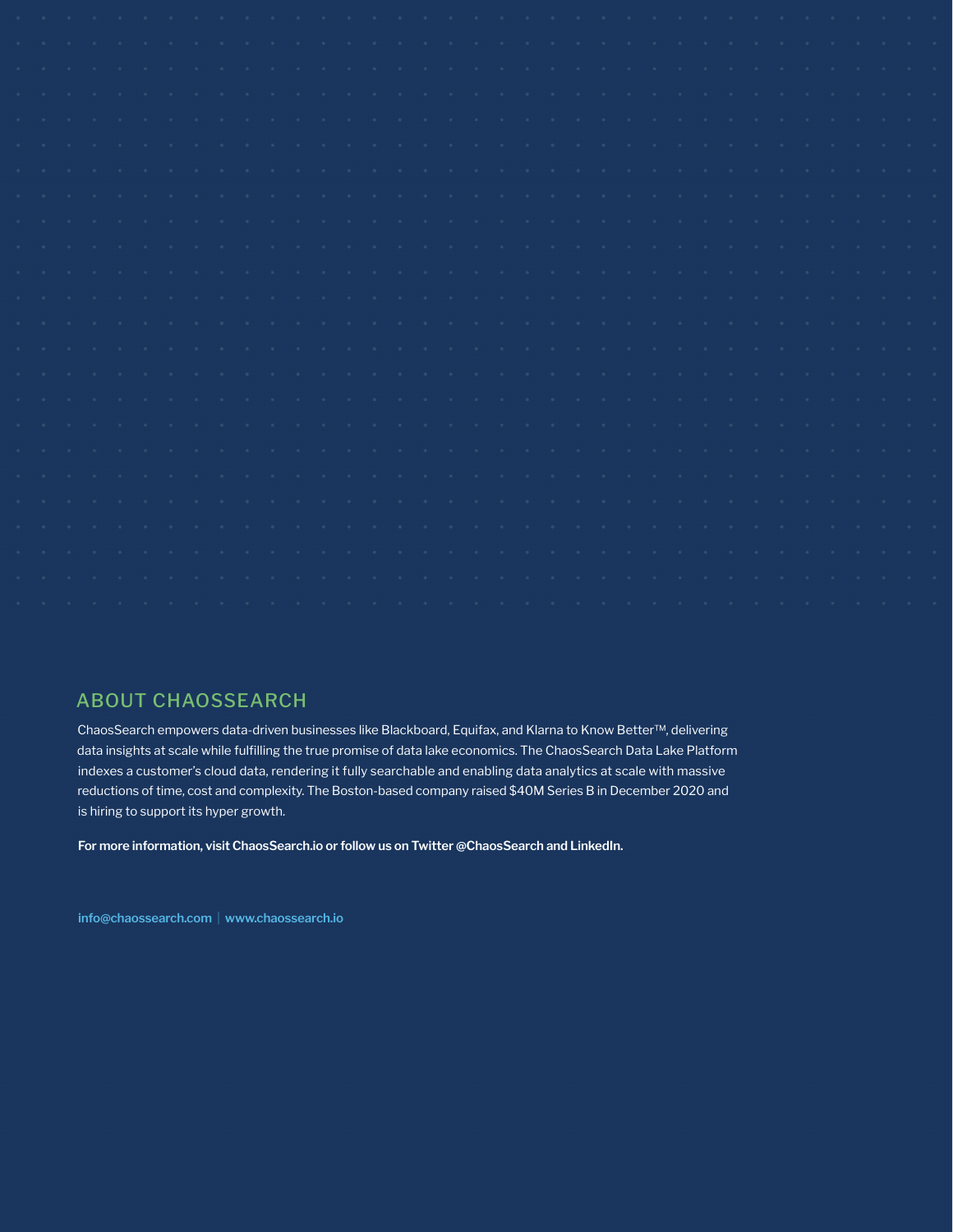## ABOUT CHAOSSEARCH

ChaosSearch empowers data-driven businesses like Blackboard, Equifax, and Klarna to Know Better™, delivering data insights at scale while fulfilling the true promise of data lake economics. The ChaosSearch Data Lake Platform indexes a customer's cloud data, rendering it fully searchable and enabling data analytics at scale with massive reductions of time, cost and complexity. The Boston-based company raised $40M Series B in December 2020 and is hiring to support its hyper growth.

**For more information, visit ChaosSearch.io or follow us on Twitter @ChaosSearch and LinkedIn.**

info@chaossearch.com | www.chaossearch.io